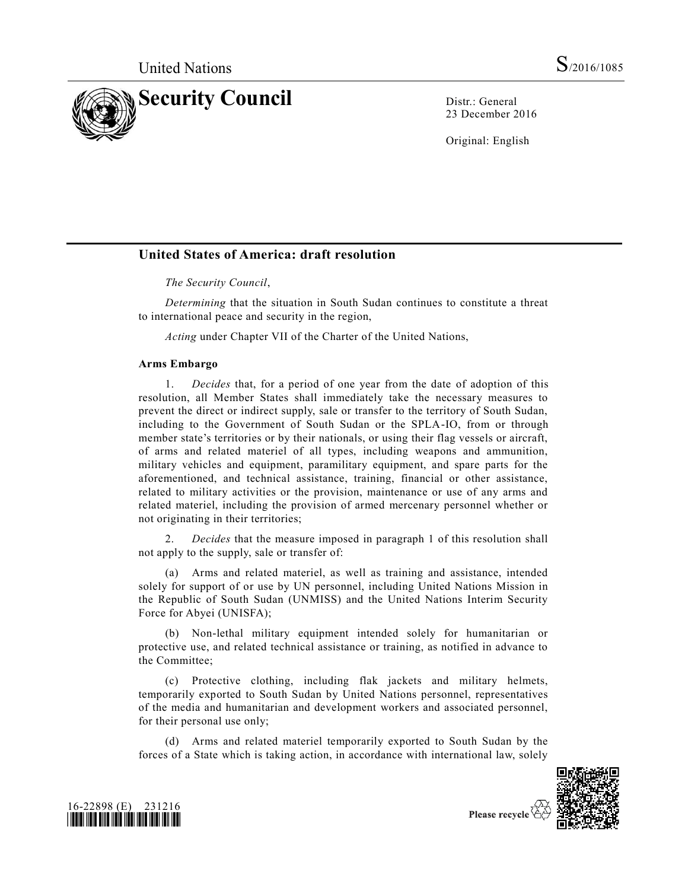United Nations

S/2016/1085

# Security Council

Distr.: General
23 December 2016

Original: English

## United States of America: draft resolution

*The Security Council*,

*Determining* that the situation in South Sudan continues to constitute a threat to international peace and security in the region,

*Acting* under Chapter VII of the Charter of the United Nations,

**Arms Embargo**

1. *Decides* that, for a period of one year from the date of adoption of this resolution, all Member States shall immediately take the necessary measures to prevent the direct or indirect supply, sale or transfer to the territory of South Sudan, including to the Government of South Sudan or the SPLA-IO, from or through member state's territories or by their nationals, or using their flag vessels or aircraft, of arms and related materiel of all types, including weapons and ammunition, military vehicles and equipment, paramilitary equipment, and spare parts for the aforementioned, and technical assistance, training, financial or other assistance, related to military activities or the provision, maintenance or use of any arms and related materiel, including the provision of armed mercenary personnel whether or not originating in their territories;

2. *Decides* that the measure imposed in paragraph 1 of this resolution shall not apply to the supply, sale or transfer of:

(a) Arms and related materiel, as well as training and assistance, intended solely for support of or use by UN personnel, including United Nations Mission in the Republic of South Sudan (UNMISS) and the United Nations Interim Security Force for Abyei (UNISFA);

(b) Non-lethal military equipment intended solely for humanitarian or protective use, and related technical assistance or training, as notified in advance to the Committee;

(c) Protective clothing, including flak jackets and military helmets, temporarily exported to South Sudan by United Nations personnel, representatives of the media and humanitarian and development workers and associated personnel, for their personal use only;

(d) Arms and related materiel temporarily exported to South Sudan by the forces of a State which is taking action, in accordance with international law, solely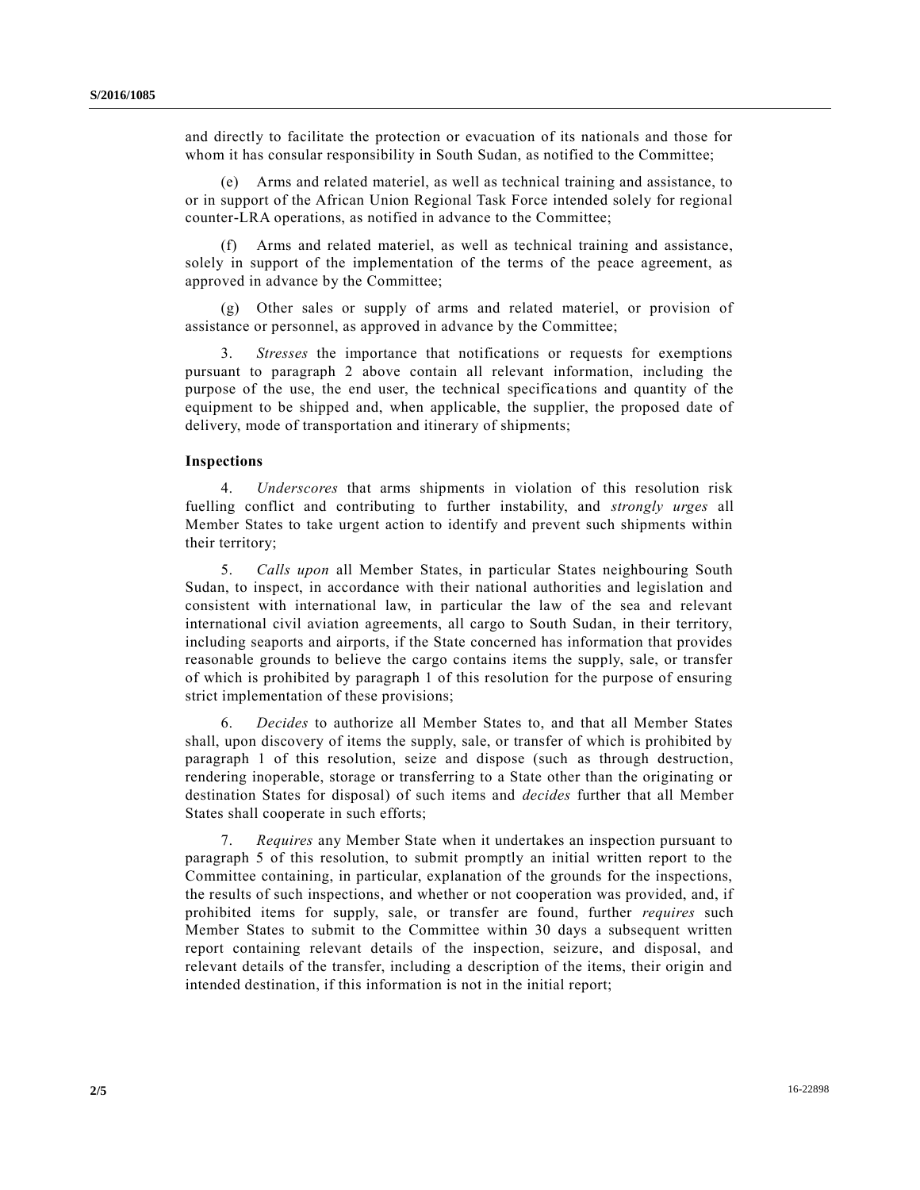and directly to facilitate the protection or evacuation of its nationals and those for whom it has consular responsibility in South Sudan, as notified to the Committee;

(e) Arms and related materiel, as well as technical training and assistance, to or in support of the African Union Regional Task Force intended solely for regional counter-LRA operations, as notified in advance to the Committee;

(f) Arms and related materiel, as well as technical training and assistance, solely in support of the implementation of the terms of the peace agreement, as approved in advance by the Committee;

(g) Other sales or supply of arms and related materiel, or provision of assistance or personnel, as approved in advance by the Committee;

3. *Stresses* the importance that notifications or requests for exemptions pursuant to paragraph 2 above contain all relevant information, including the purpose of the use, the end user, the technical specifications and quantity of the equipment to be shipped and, when applicable, the supplier, the proposed date of delivery, mode of transportation and itinerary of shipments;

**Inspections**

4. *Underscores* that arms shipments in violation of this resolution risk fuelling conflict and contributing to further instability, and *strongly urges* all Member States to take urgent action to identify and prevent such shipments within their territory;

5. *Calls upon* all Member States, in particular States neighbouring South Sudan, to inspect, in accordance with their national authorities and legislation and consistent with international law, in particular the law of the sea and relevant international civil aviation agreements, all cargo to South Sudan, in their territory, including seaports and airports, if the State concerned has information that provides reasonable grounds to believe the cargo contains items the supply, sale, or transfer of which is prohibited by paragraph 1 of this resolution for the purpose of ensuring strict implementation of these provisions;

6. *Decides* to authorize all Member States to, and that all Member States shall, upon discovery of items the supply, sale, or transfer of which is prohibited by paragraph 1 of this resolution, seize and dispose (such as through destruction, rendering inoperable, storage or transferring to a State other than the originating or destination States for disposal) of such items and *decides* further that all Member States shall cooperate in such efforts;

7. *Requires* any Member State when it undertakes an inspection pursuant to paragraph 5 of this resolution, to submit promptly an initial written report to the Committee containing, in particular, explanation of the grounds for the inspections, the results of such inspections, and whether or not cooperation was provided, and, if prohibited items for supply, sale, or transfer are found, further *requires* such Member States to submit to the Committee within 30 days a subsequent written report containing relevant details of the inspection, seizure, and disposal, and relevant details of the transfer, including a description of the items, their origin and intended destination, if this information is not in the initial report;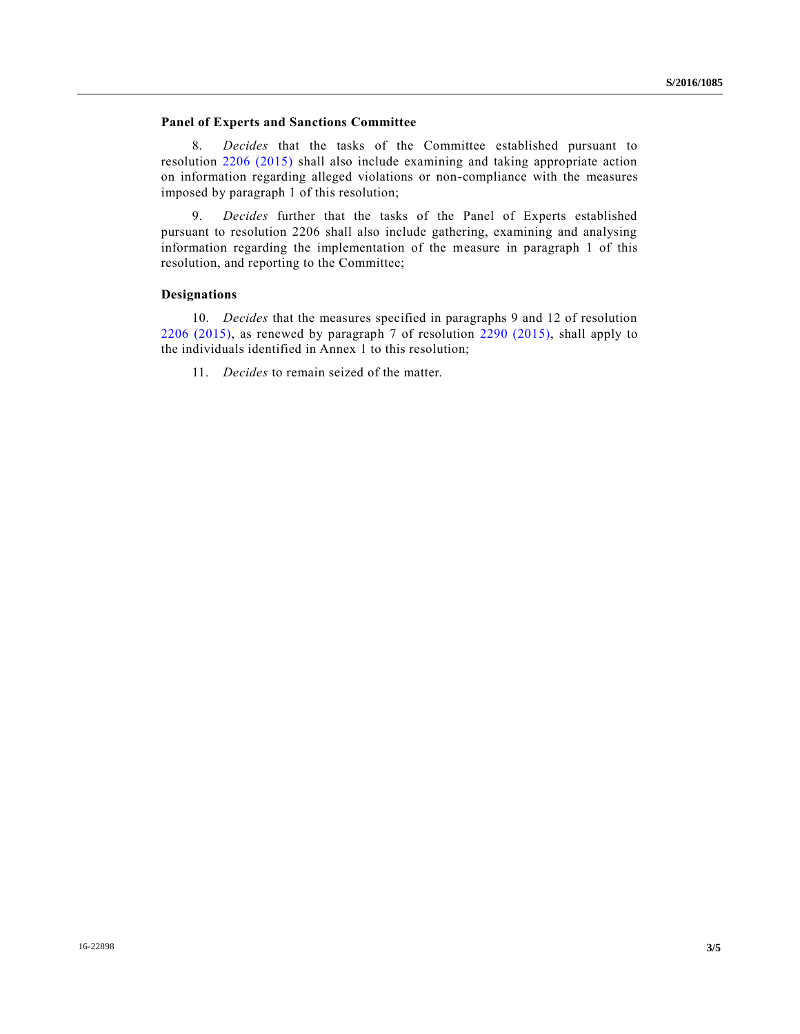### Panel of Experts and Sanctions Committee

8. *Decides* that the tasks of the Committee established pursuant to resolution 2206 (2015) shall also include examining and taking appropriate action on information regarding alleged violations or non-compliance with the measures imposed by paragraph 1 of this resolution;

9. *Decides* further that the tasks of the Panel of Experts established pursuant to resolution 2206 shall also include gathering, examining and analysing information regarding the implementation of the measure in paragraph 1 of this resolution, and reporting to the Committee;

### Designations

10. *Decides* that the measures specified in paragraphs 9 and 12 of resolution 2206 (2015), as renewed by paragraph 7 of resolution 2290 (2015), shall apply to the individuals identified in Annex 1 to this resolution;

11. *Decides* to remain seized of the matter.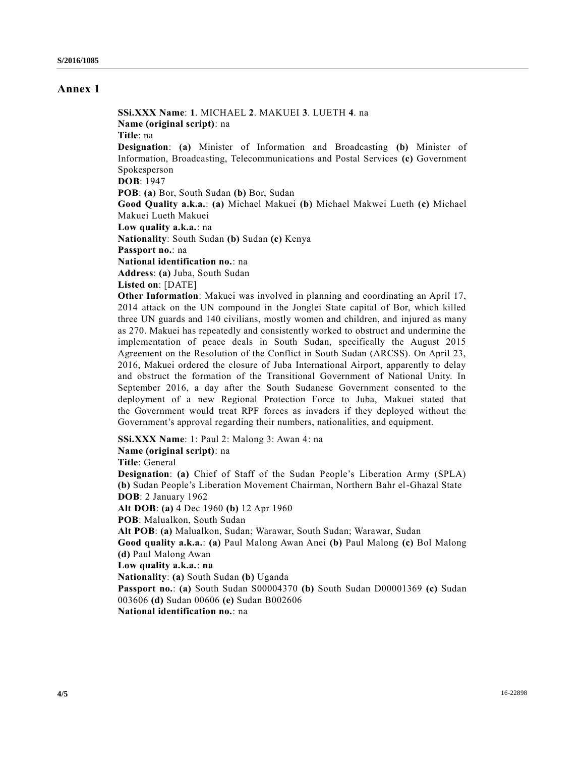# Annex 1

**SSi.XXX Name**: **1**. MICHAEL **2**. MAKUEI **3**. LUETH **4**. na
**Name (original script)**: na
**Title**: na
**Designation**: **(a)** Minister of Information and Broadcasting **(b)** Minister of Information, Broadcasting, Telecommunications and Postal Services **(c)** Government Spokesperson
**DOB**: 1947
**POB**: **(a)** Bor, South Sudan **(b)** Bor, Sudan
**Good Quality a.k.a.**: **(a)** Michael Makuei **(b)** Michael Makwei Lueth **(c)** Michael Makuei Lueth Makuei
**Low quality a.k.a.**: na
**Nationality**: South Sudan **(b)** Sudan **(c)** Kenya
**Passport no.**: na
**National identification no.**: na
**Address**: **(a)** Juba, South Sudan
**Listed on**: [DATE]
**Other Information**: Makuei was involved in planning and coordinating an April 17, 2014 attack on the UN compound in the Jonglei State capital of Bor, which killed three UN guards and 140 civilians, mostly women and children, and injured as many as 270. Makuei has repeatedly and consistently worked to obstruct and undermine the implementation of peace deals in South Sudan, specifically the August 2015 Agreement on the Resolution of the Conflict in South Sudan (ARCSS). On April 23, 2016, Makuei ordered the closure of Juba International Airport, apparently to delay and obstruct the formation of the Transitional Government of National Unity. In September 2016, a day after the South Sudanese Government consented to the deployment of a new Regional Protection Force to Juba, Makuei stated that the Government would treat RPF forces as invaders if they deployed without the Government's approval regarding their numbers, nationalities, and equipment.

**SSi.XXX Name**: 1: Paul 2: Malong 3: Awan 4: na
**Name (original script)**: na
**Title**: General
**Designation**: **(a)** Chief of Staff of the Sudan People's Liberation Army (SPLA) **(b)** Sudan People's Liberation Movement Chairman, Northern Bahr el-Ghazal State
**DOB**: 2 January 1962
**Alt DOB**: **(a)** 4 Dec 1960 **(b)** 12 Apr 1960
**POB**: Malualkon, South Sudan
**Alt POB**: **(a)** Malualkon, Sudan; Warawar, South Sudan; Warawar, Sudan
**Good quality a.k.a.**: **(a)** Paul Malong Awan Anei **(b)** Paul Malong **(c)** Bol Malong **(d)** Paul Malong Awan
**Low quality a.k.a.**: **na**
**Nationality**: **(a)** South Sudan **(b)** Uganda
**Passport no.**: **(a)** South Sudan S00004370 **(b)** South Sudan D00001369 **(c)** Sudan 003606 **(d)** Sudan 00606 **(e)** Sudan B002606
**National identification no.**: na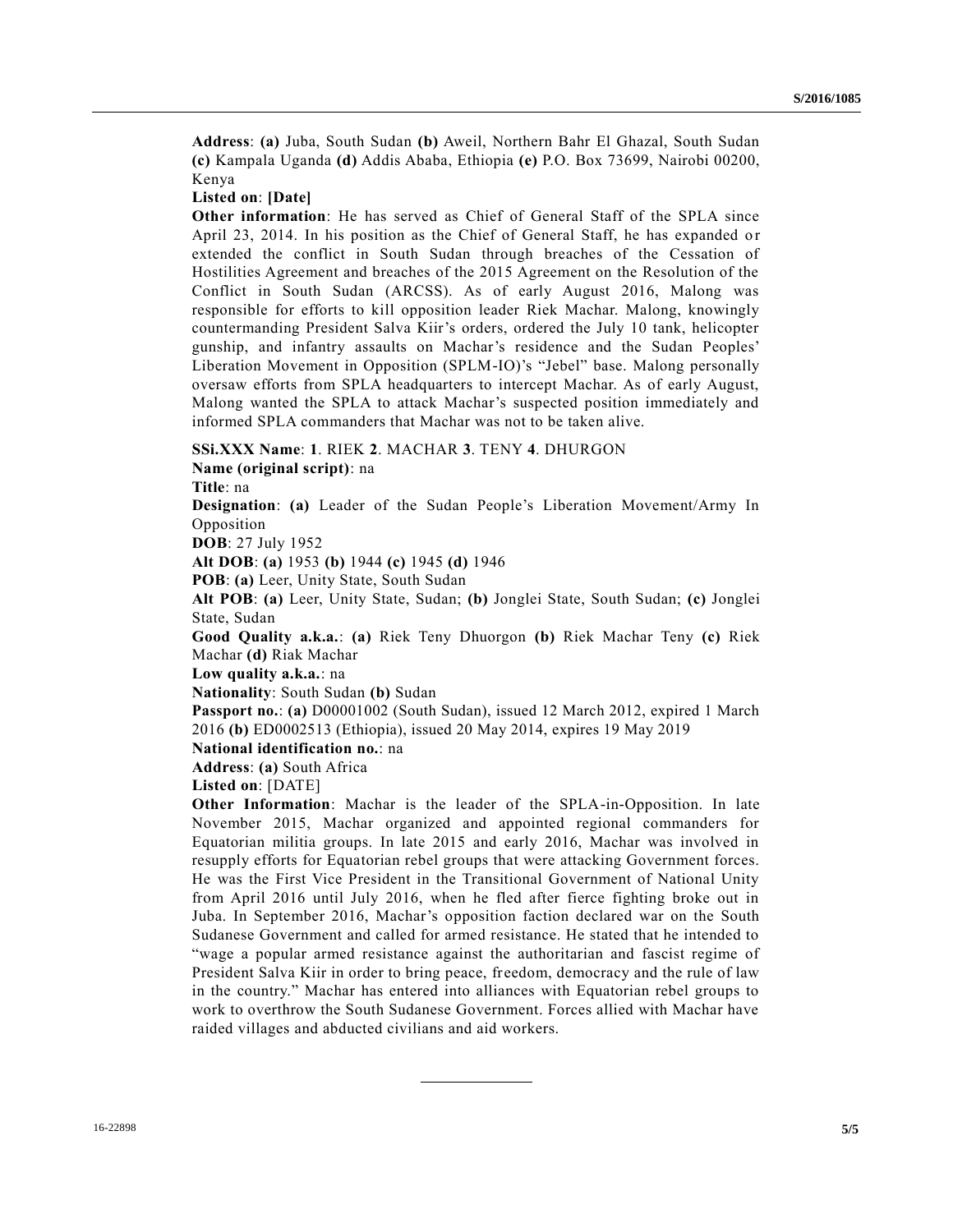**Address**: **(a)** Juba, South Sudan **(b)** Aweil, Northern Bahr El Ghazal, South Sudan **(c)** Kampala Uganda **(d)** Addis Ababa, Ethiopia **(e)** P.O. Box 73699, Nairobi 00200, Kenya

**Listed on**: **[Date]**

**Other information**: He has served as Chief of General Staff of the SPLA since April 23, 2014. In his position as the Chief of General Staff, he has expanded or extended the conflict in South Sudan through breaches of the Cessation of Hostilities Agreement and breaches of the 2015 Agreement on the Resolution of the Conflict in South Sudan (ARCSS). As of early August 2016, Malong was responsible for efforts to kill opposition leader Riek Machar. Malong, knowingly countermanding President Salva Kiir's orders, ordered the July 10 tank, helicopter gunship, and infantry assaults on Machar's residence and the Sudan Peoples' Liberation Movement in Opposition (SPLM-IO)'s "Jebel" base. Malong personally oversaw efforts from SPLA headquarters to intercept Machar. As of early August, Malong wanted the SPLA to attack Machar's suspected position immediately and informed SPLA commanders that Machar was not to be taken alive.

**SSi.XXX Name**: **1**. RIEK **2**. MACHAR **3**. TENY **4**. DHURGON

**Name (original script)**: na

**Title**: na

**Designation**: **(a)** Leader of the Sudan People's Liberation Movement/Army In Opposition

**DOB**: 27 July 1952

**Alt DOB**: **(a)** 1953 **(b)** 1944 **(c)** 1945 **(d)** 1946

**POB**: **(a)** Leer, Unity State, South Sudan

**Alt POB**: **(a)** Leer, Unity State, Sudan; **(b)** Jonglei State, South Sudan; **(c)** Jonglei State, Sudan

**Good Quality a.k.a.**: **(a)** Riek Teny Dhuorgon **(b)** Riek Machar Teny **(c)** Riek Machar **(d)** Riak Machar

**Low quality a.k.a.**: na

**Nationality**: South Sudan **(b)** Sudan

**Passport no.**: **(a)** D00001002 (South Sudan), issued 12 March 2012, expired 1 March 2016 **(b)** ED0002513 (Ethiopia), issued 20 May 2014, expires 19 May 2019

**National identification no.**: na

**Address**: **(a)** South Africa

**Listed on**: [DATE]

**Other Information**: Machar is the leader of the SPLA-in-Opposition. In late November 2015, Machar organized and appointed regional commanders for Equatorian militia groups. In late 2015 and early 2016, Machar was involved in resupply efforts for Equatorian rebel groups that were attacking Government forces. He was the First Vice President in the Transitional Government of National Unity from April 2016 until July 2016, when he fled after fierce fighting broke out in Juba. In September 2016, Machar's opposition faction declared war on the South Sudanese Government and called for armed resistance. He stated that he intended to "wage a popular armed resistance against the authoritarian and fascist regime of President Salva Kiir in order to bring peace, freedom, democracy and the rule of law in the country." Machar has entered into alliances with Equatorian rebel groups to work to overthrow the South Sudanese Government. Forces allied with Machar have raided villages and abducted civilians and aid workers.